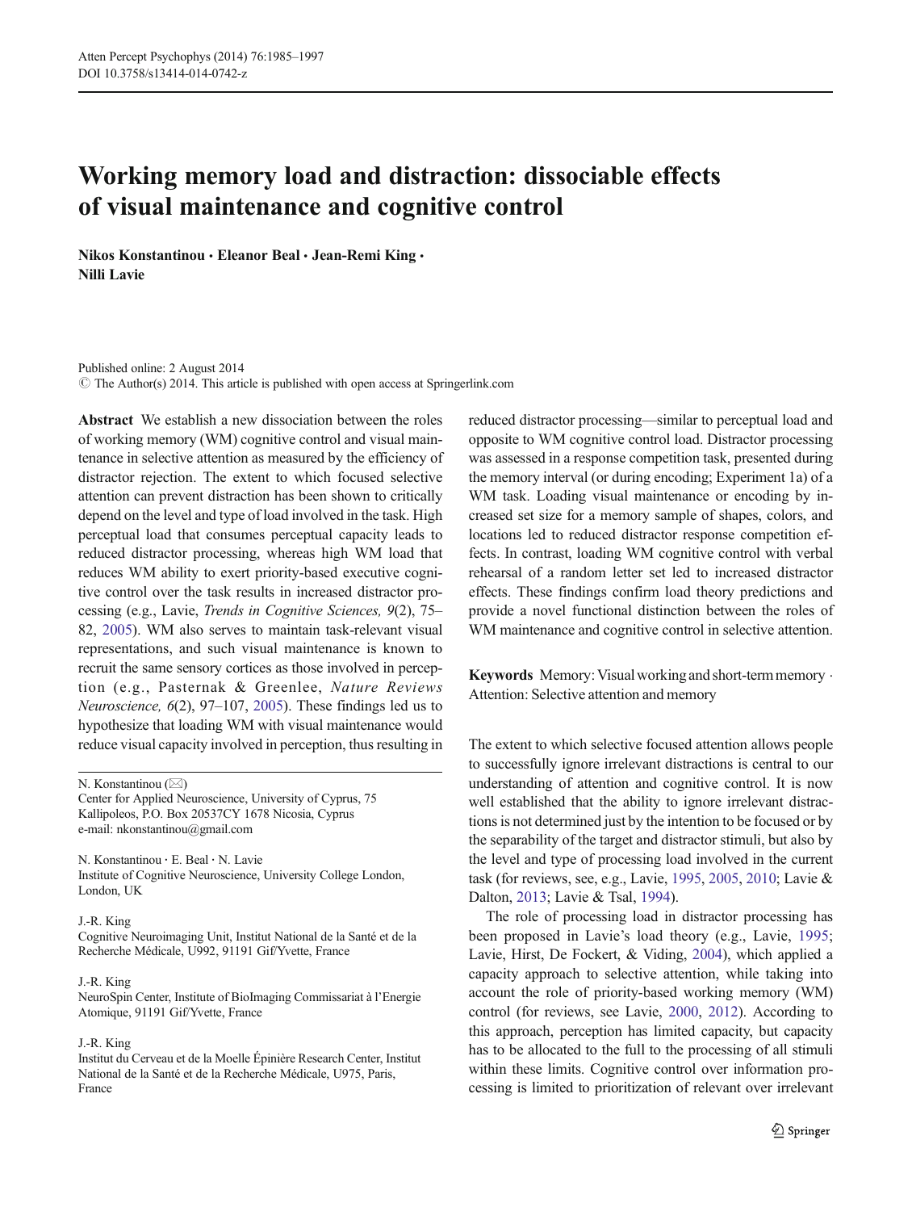# Working memory load and distraction: dissociable effects of visual maintenance and cognitive control

**Nikos Konstantinou · Eleanor Beal · Jean-Remi King · Nilli Lavie**

Published online: 2 August 2014
© The Author(s) 2014. This article is published with open access at Springerlink.com

**Abstract** We establish a new dissociation between the roles of working memory (WM) cognitive control and visual maintenance in selective attention as measured by the efficiency of distractor rejection. The extent to which focused selective attention can prevent distraction has been shown to critically depend on the level and type of load involved in the task. High perceptual load that consumes perceptual capacity leads to reduced distractor processing, whereas high WM load that reduces WM ability to exert priority-based executive cognitive control over the task results in increased distractor processing (e.g., Lavie, *Trends in Cognitive Sciences, 9*(2), 75–82, 2005). WM also serves to maintain task-relevant visual representations, and such visual maintenance is known to recruit the same sensory cortices as those involved in perception (e.g., Pasternak & Greenlee, *Nature Reviews Neuroscience, 6*(2), 97–107, 2005). These findings led us to hypothesize that loading WM with visual maintenance would reduce visual capacity involved in perception, thus resulting in reduced distractor processing—similar to perceptual load and opposite to WM cognitive control load. Distractor processing was assessed in a response competition task, presented during the memory interval (or during encoding; Experiment 1a) of a WM task. Loading visual maintenance or encoding by increased set size for a memory sample of shapes, colors, and locations led to reduced distractor response competition effects. In contrast, loading WM cognitive control with verbal rehearsal of a random letter set led to increased distractor effects. These findings confirm load theory predictions and provide a novel functional distinction between the roles of WM maintenance and cognitive control in selective attention.

**Keywords** Memory: Visual working and short-term memory · Attention: Selective attention and memory

N. Konstantinou (✉)
Center for Applied Neuroscience, University of Cyprus, 75 Kallipoleos, P.O. Box 20537CY 1678 Nicosia, Cyprus
e-mail: nkonstantinou@gmail.com

N. Konstantinou · E. Beal · N. Lavie
Institute of Cognitive Neuroscience, University College London, London, UK

J.-R. King
Cognitive Neuroimaging Unit, Institut National de la Santé et de la Recherche Médicale, U992, 91191 Gif/Yvette, France

J.-R. King
NeuroSpin Center, Institute of BioImaging Commissariat à l'Energie Atomique, 91191 Gif/Yvette, France

J.-R. King
Institut du Cerveau et de la Moelle Épinière Research Center, Institut National de la Santé et de la Recherche Médicale, U975, Paris, France

The extent to which selective focused attention allows people to successfully ignore irrelevant distractions is central to our understanding of attention and cognitive control. It is now well established that the ability to ignore irrelevant distractions is not determined just by the intention to be focused or by the separability of the target and distractor stimuli, but also by the level and type of processing load involved in the current task (for reviews, see, e.g., Lavie, 1995, 2005, 2010; Lavie & Dalton, 2013; Lavie & Tsal, 1994).

The role of processing load in distractor processing has been proposed in Lavie's load theory (e.g., Lavie, 1995; Lavie, Hirst, De Fockert, & Viding, 2004), which applied a capacity approach to selective attention, while taking into account the role of priority-based working memory (WM) control (for reviews, see Lavie, 2000, 2012). According to this approach, perception has limited capacity, but capacity has to be allocated to the full to the processing of all stimuli within these limits. Cognitive control over information processing is limited to prioritization of relevant over irrelevant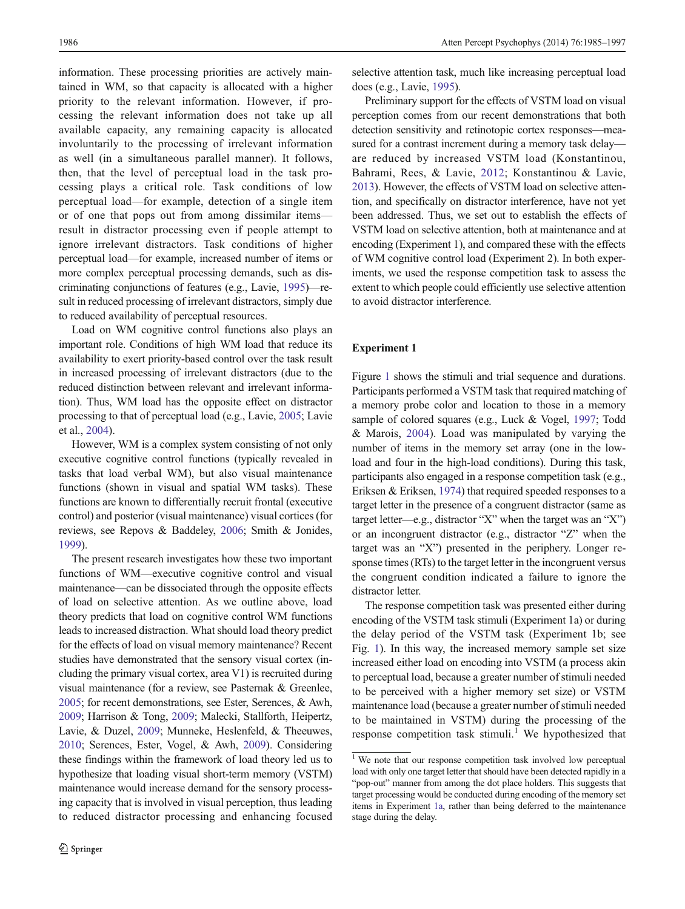information. These processing priorities are actively maintained in WM, so that capacity is allocated with a higher priority to the relevant information. However, if processing the relevant information does not take up all available capacity, any remaining capacity is allocated involuntarily to the processing of irrelevant information as well (in a simultaneous parallel manner). It follows, then, that the level of perceptual load in the task processing plays a critical role. Task conditions of low perceptual load—for example, detection of a single item or of one that pops out from among dissimilar items—result in distractor processing even if people attempt to ignore irrelevant distractors. Task conditions of higher perceptual load—for example, increased number of items or more complex perceptual processing demands, such as discriminating conjunctions of features (e.g., Lavie, 1995)—result in reduced processing of irrelevant distractors, simply due to reduced availability of perceptual resources.

Load on WM cognitive control functions also plays an important role. Conditions of high WM load that reduce its availability to exert priority-based control over the task result in increased processing of irrelevant distractors (due to the reduced distinction between relevant and irrelevant information). Thus, WM load has the opposite effect on distractor processing to that of perceptual load (e.g., Lavie, 2005; Lavie et al., 2004).

However, WM is a complex system consisting of not only executive cognitive control functions (typically revealed in tasks that load verbal WM), but also visual maintenance functions (shown in visual and spatial WM tasks). These functions are known to differentially recruit frontal (executive control) and posterior (visual maintenance) visual cortices (for reviews, see Repovs & Baddeley, 2006; Smith & Jonides, 1999).

The present research investigates how these two important functions of WM—executive cognitive control and visual maintenance—can be dissociated through the opposite effects of load on selective attention. As we outline above, load theory predicts that load on cognitive control WM functions leads to increased distraction. What should load theory predict for the effects of load on visual memory maintenance? Recent studies have demonstrated that the sensory visual cortex (including the primary visual cortex, area V1) is recruited during visual maintenance (for a review, see Pasternak & Greenlee, 2005; for recent demonstrations, see Ester, Serences, & Awh, 2009; Harrison & Tong, 2009; Malecki, Stallforth, Heipertz, Lavie, & Duzel, 2009; Munneke, Heslenfeld, & Theeuwes, 2010; Serences, Ester, Vogel, & Awh, 2009). Considering these findings within the framework of load theory led us to hypothesize that loading visual short-term memory (VSTM) maintenance would increase demand for the sensory processing capacity that is involved in visual perception, thus leading to reduced distractor processing and enhancing focused selective attention task, much like increasing perceptual load does (e.g., Lavie, 1995).

Preliminary support for the effects of VSTM load on visual perception comes from our recent demonstrations that both detection sensitivity and retinotopic cortex responses—measured for a contrast increment during a memory task delay—are reduced by increased VSTM load (Konstantinou, Bahrami, Rees, & Lavie, 2012; Konstantinou & Lavie, 2013). However, the effects of VSTM load on selective attention, and specifically on distractor interference, have not yet been addressed. Thus, we set out to establish the effects of VSTM load on selective attention, both at maintenance and at encoding (Experiment 1), and compared these with the effects of WM cognitive control load (Experiment 2). In both experiments, we used the response competition task to assess the extent to which people could efficiently use selective attention to avoid distractor interference.

## Experiment 1

Figure 1 shows the stimuli and trial sequence and durations. Participants performed a VSTM task that required matching of a memory probe color and location to those in a memory sample of colored squares (e.g., Luck & Vogel, 1997; Todd & Marois, 2004). Load was manipulated by varying the number of items in the memory set array (one in the low-load and four in the high-load conditions). During this task, participants also engaged in a response competition task (e.g., Eriksen & Eriksen, 1974) that required speeded responses to a target letter in the presence of a congruent distractor (same as target letter—e.g., distractor "X" when the target was an "X") or an incongruent distractor (e.g., distractor "Z" when the target was an "X") presented in the periphery. Longer response times (RTs) to the target letter in the incongruent versus the congruent condition indicated a failure to ignore the distractor letter.

The response competition task was presented either during encoding of the VSTM task stimuli (Experiment 1a) or during the delay period of the VSTM task (Experiment 1b; see Fig. 1). In this way, the increased memory sample set size increased either load on encoding into VSTM (a process akin to perceptual load, because a greater number of stimuli needed to be perceived with a higher memory set size) or VSTM maintenance load (because a greater number of stimuli needed to be maintained in VSTM) during the processing of the response competition task stimuli.[1] We hypothesized that

[1] We note that our response competition task involved low perceptual load with only one target letter that should have been detected rapidly in a "pop-out" manner from among the dot place holders. This suggests that target processing would be conducted during encoding of the memory set items in Experiment 1a, rather than being deferred to the maintenance stage during the delay.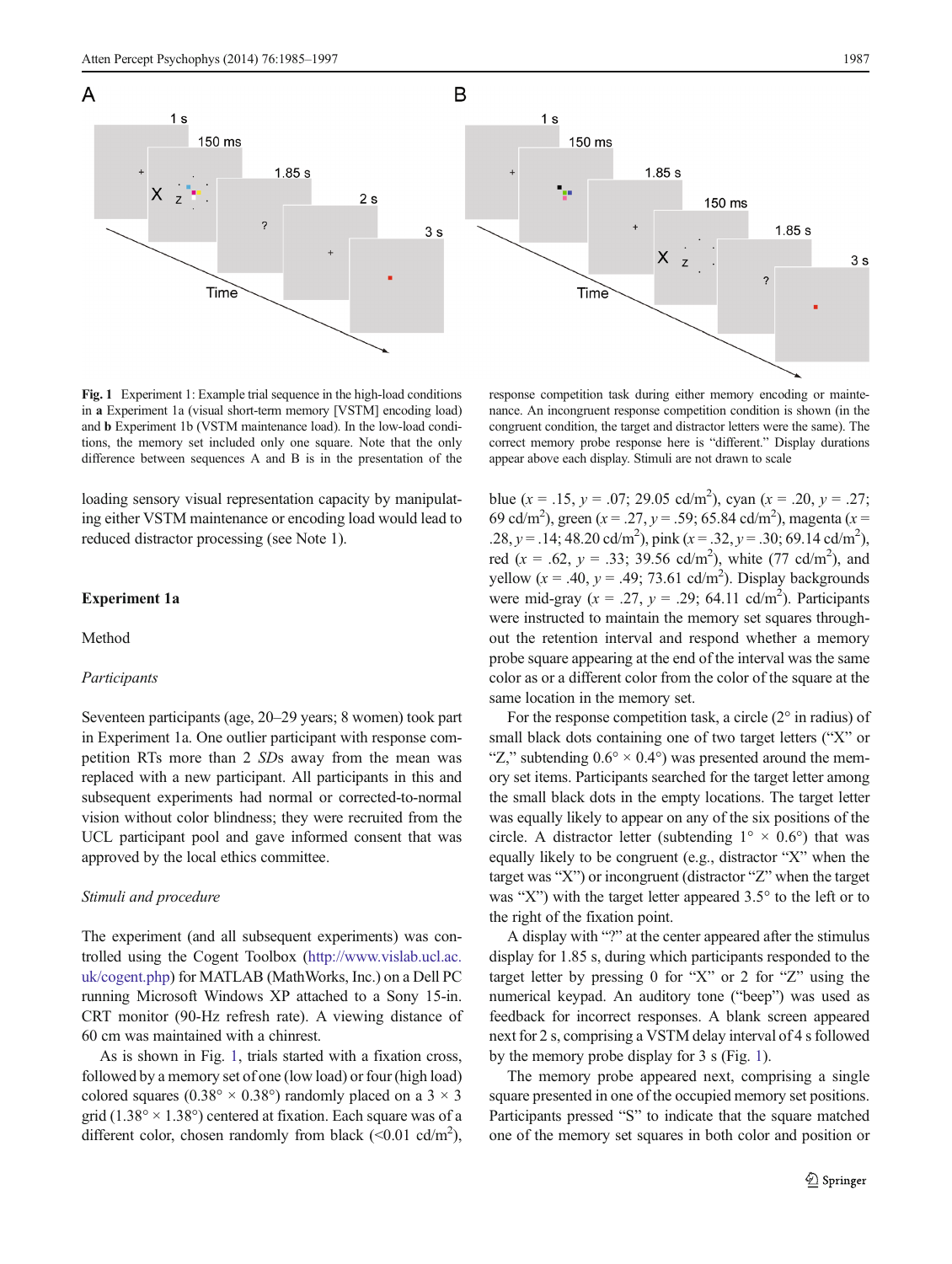**Fig. 1** Experiment 1: Example trial sequence in the high-load conditions in **a** Experiment 1a (visual short-term memory [VSTM] encoding load) and **b** Experiment 1b (VSTM maintenance load). In the low-load conditions, the memory set included only one square. Note that the only difference between sequences A and B is in the presentation of the response competition task during either memory encoding or maintenance. An incongruent response competition condition is shown (in the congruent condition, the target and distractor letters were the same). The correct memory probe response here is "different." Display durations appear above each display. Stimuli are not drawn to scale

loading sensory visual representation capacity by manipulating either VSTM maintenance or encoding load would lead to reduced distractor processing (see Note 1).

## Experiment 1a

### Method

#### *Participants*

Seventeen participants (age, 20–29 years; 8 women) took part in Experiment 1a. One outlier participant with response competition RTs more than 2 *SD*s away from the mean was replaced with a new participant. All participants in this and subsequent experiments had normal or corrected-to-normal vision without color blindness; they were recruited from the UCL participant pool and gave informed consent that was approved by the local ethics committee.

#### *Stimuli and procedure*

The experiment (and all subsequent experiments) was controlled using the Cogent Toolbox (http://www.vislab.ucl.ac.uk/cogent.php) for MATLAB (MathWorks, Inc.) on a Dell PC running Microsoft Windows XP attached to a Sony 15-in. CRT monitor (90-Hz refresh rate). A viewing distance of 60 cm was maintained with a chinrest.

As is shown in Fig. 1, trials started with a fixation cross, followed by a memory set of one (low load) or four (high load) colored squares (0.38° × 0.38°) randomly placed on a 3 × 3 grid (1.38° × 1.38°) centered at fixation. Each square was of a different color, chosen randomly from black (<0.01 cd/m$^2$), blue ($x$ = .15, $y$ = .07; 29.05 cd/m$^2$), cyan ($x$ = .20, $y$ = .27; 69 cd/m$^2$), green ($x$ = .27, $y$ = .59; 65.84 cd/m$^2$), magenta ($x$ = .28, $y$ = .14; 48.20 cd/m$^2$), pink ($x$ = .32, $y$ = .30; 69.14 cd/m$^2$), red ($x$ = .62, $y$ = .33; 39.56 cd/m$^2$), white (77 cd/m$^2$), and yellow ($x$ = .40, $y$ = .49; 73.61 cd/m$^2$). Display backgrounds were mid-gray ($x$ = .27, $y$ = .29; 64.11 cd/m$^2$). Participants were instructed to maintain the memory set squares throughout the retention interval and respond whether a memory probe square appearing at the end of the interval was the same color as or a different color from the color of the square at the same location in the memory set.

For the response competition task, a circle (2° in radius) of small black dots containing one of two target letters ("X" or "Z," subtending 0.6° × 0.4°) was presented around the memory set items. Participants searched for the target letter among the small black dots in the empty locations. The target letter was equally likely to appear on any of the six positions of the circle. A distractor letter (subtending 1° × 0.6°) that was equally likely to be congruent (e.g., distractor "X" when the target was "X") or incongruent (distractor "Z" when the target was "X") with the target letter appeared 3.5° to the left or to the right of the fixation point.

A display with "?" at the center appeared after the stimulus display for 1.85 s, during which participants responded to the target letter by pressing 0 for "X" or 2 for "Z" using the numerical keypad. An auditory tone ("beep") was used as feedback for incorrect responses. A blank screen appeared next for 2 s, comprising a VSTM delay interval of 4 s followed by the memory probe display for 3 s (Fig. 1).

The memory probe appeared next, comprising a single square presented in one of the occupied memory set positions. Participants pressed "S" to indicate that the square matched one of the memory set squares in both color and position or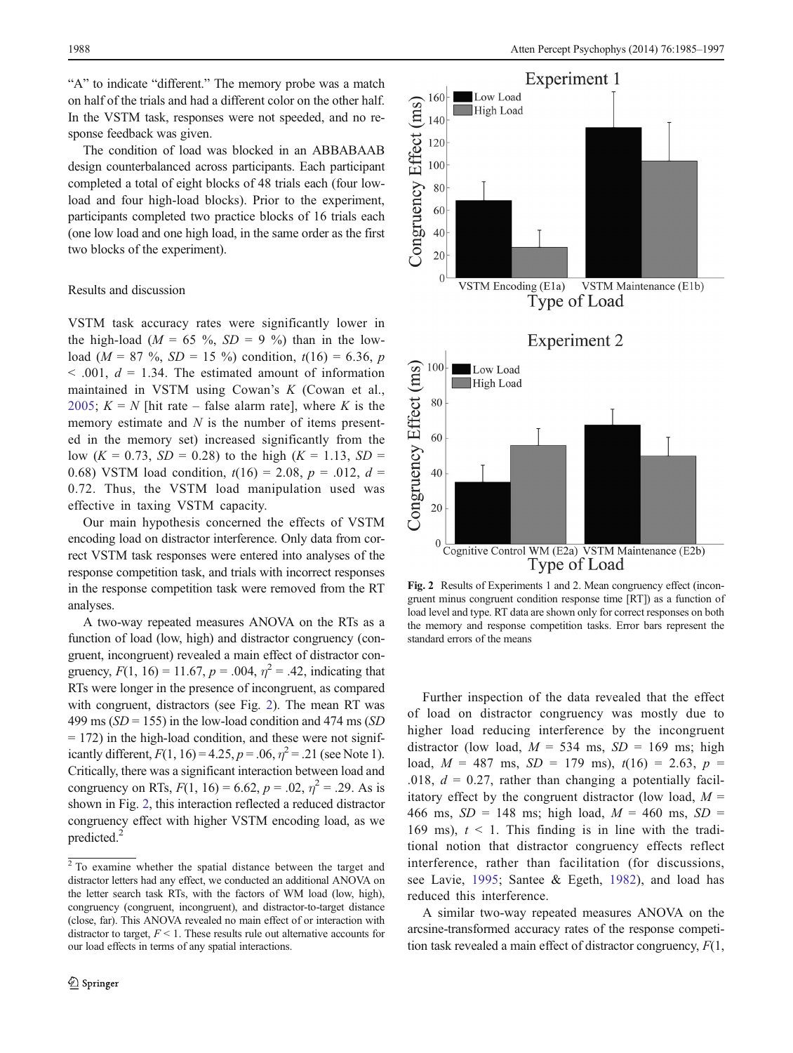"A" to indicate "different." The memory probe was a match on half of the trials and had a different color on the other half. In the VSTM task, responses were not speeded, and no response feedback was given.

The condition of load was blocked in an ABBABAAB design counterbalanced across participants. Each participant completed a total of eight blocks of 48 trials each (four low-load and four high-load blocks). Prior to the experiment, participants completed two practice blocks of 16 trials each (one low load and one high load, in the same order as the first two blocks of the experiment).

### Results and discussion

VSTM task accuracy rates were significantly lower in the high-load ($M$ = 65 %, $SD$ = 9 %) than in the low-load ($M$ = 87 %, $SD$ = 15 %) condition, $t(16)$ = 6.36, $p$ < .001, $d$ = 1.34. The estimated amount of information maintained in VSTM using Cowan's $K$ (Cowan et al., 2005; $K = N$ [hit rate – false alarm rate], where $K$ is the memory estimate and $N$ is the number of items presented in the memory set) increased significantly from the low ($K$ = 0.73, $SD$ = 0.28) to the high ($K$ = 1.13, $SD$ = 0.68) VSTM load condition, $t(16)$ = 2.08, $p$ = .012, $d$ = 0.72. Thus, the VSTM load manipulation used was effective in taxing VSTM capacity.

Our main hypothesis concerned the effects of VSTM encoding load on distractor interference. Only data from correct VSTM task responses were entered into analyses of the response competition task, and trials with incorrect responses in the response competition task were removed from the RT analyses.

A two-way repeated measures ANOVA on the RTs as a function of load (low, high) and distractor congruency (congruent, incongruent) revealed a main effect of distractor congruency, $F(1, 16)$ = 11.67, $p$ = .004, $\eta^2$ = .42, indicating that RTs were longer in the presence of incongruent, as compared with congruent, distractors (see Fig. 2). The mean RT was 499 ms ($SD$ = 155) in the low-load condition and 474 ms ($SD$ = 172) in the high-load condition, and these were not significantly different, $F(1, 16)$ = 4.25, $p$ = .06, $\eta^2$ = .21 (see Note 1). Critically, there was a significant interaction between load and congruency on RTs, $F(1, 16)$ = 6.62, $p$ = .02, $\eta^2$ = .29. As is shown in Fig. 2, this interaction reflected a reduced distractor congruency effect with higher VSTM encoding load, as we predicted.[2]

[2] To examine whether the spatial distance between the target and distractor letters had any effect, we conducted an additional ANOVA on the letter search task RTs, with the factors of WM load (low, high), congruency (congruent, incongruent), and distractor-to-target distance (close, far). This ANOVA revealed no main effect of or interaction with distractor to target, $F$ < 1. These results rule out alternative accounts for our load effects in terms of any spatial interactions.

**Fig. 2** Results of Experiments 1 and 2. Mean congruency effect (incongruent minus congruent condition response time [RT]) as a function of load level and type. RT data are shown only for correct responses on both the memory and response competition tasks. Error bars represent the standard errors of the means

Further inspection of the data revealed that the effect of load on distractor congruency was mostly due to higher load reducing interference by the incongruent distractor (low load, $M$ = 534 ms, $SD$ = 169 ms; high load, $M$ = 487 ms, $SD$ = 179 ms), $t(16)$ = 2.63, $p$ = .018, $d$ = 0.27, rather than changing a potentially facilitatory effect by the congruent distractor (low load, $M$ = 466 ms, $SD$ = 148 ms; high load, $M$ = 460 ms, $SD$ = 169 ms), $t$ < 1. This finding is in line with the traditional notion that distractor congruency effects reflect interference, rather than facilitation (for discussions, see Lavie, 1995; Santee & Egeth, 1982), and load has reduced this interference.

A similar two-way repeated measures ANOVA on the arcsine-transformed accuracy rates of the response competition task revealed a main effect of distractor congruency, $F$(1,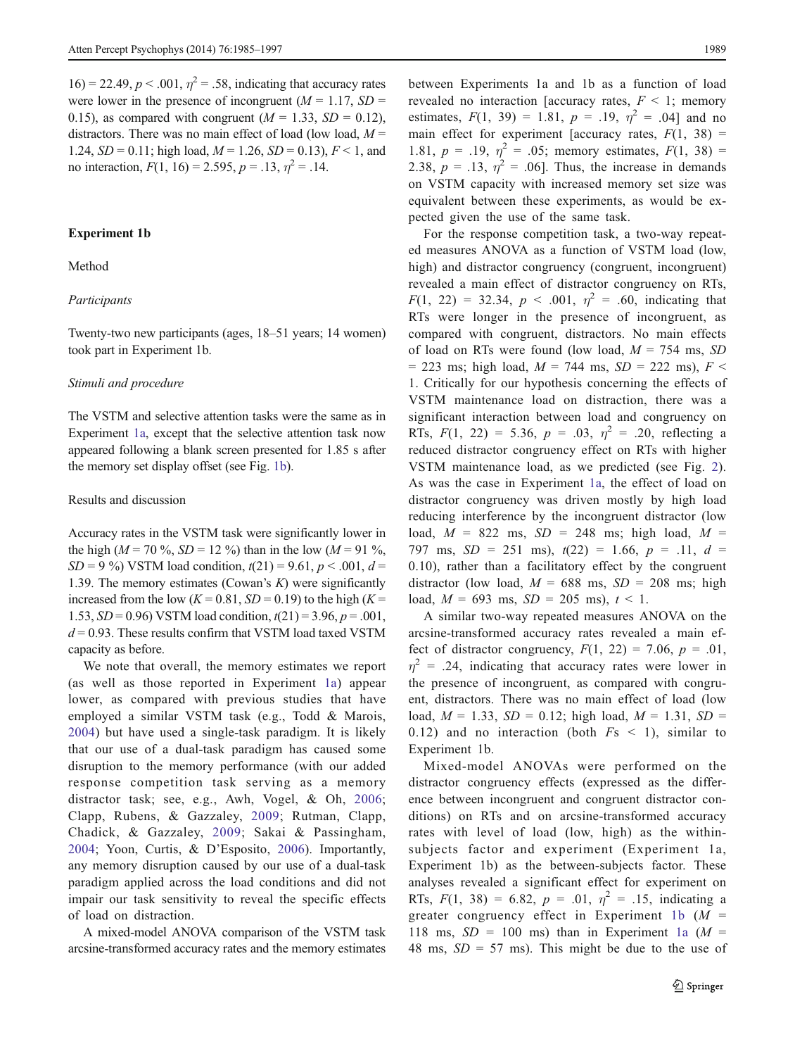16) = 22.49, $p < .001$, $\eta^2 = .58$, indicating that accuracy rates were lower in the presence of incongruent ($M = 1.17$, $SD = 0.15$), as compared with congruent ($M = 1.33$, $SD = 0.12$), distractors. There was no main effect of load (low load, $M = 1.24$, $SD = 0.11$; high load, $M = 1.26$, $SD = 0.13$), $F < 1$, and no interaction, $F(1, 16) = 2.595$, $p = .13$, $\eta^2 = .14$.

## Experiment 1b

### Method

#### *Participants*

Twenty-two new participants (ages, 18–51 years; 14 women) took part in Experiment 1b.

#### *Stimuli and procedure*

The VSTM and selective attention tasks were the same as in Experiment 1a, except that the selective attention task now appeared following a blank screen presented for 1.85 s after the memory set display offset (see Fig. 1b).

### Results and discussion

Accuracy rates in the VSTM task were significantly lower in the high ($M = 70$ %, $SD = 12$ %) than in the low ($M = 91$ %, $SD = 9$ %) VSTM load condition, $t(21) = 9.61$, $p < .001$, $d = 1.39$. The memory estimates (Cowan's $K$) were significantly increased from the low ($K = 0.81$, $SD = 0.19$) to the high ($K = 1.53$, $SD = 0.96$) VSTM load condition, $t(21) = 3.96$, $p = .001$, $d = 0.93$. These results confirm that VSTM load taxed VSTM capacity as before.

We note that overall, the memory estimates we report (as well as those reported in Experiment 1a) appear lower, as compared with previous studies that have employed a similar VSTM task (e.g., Todd & Marois, 2004) but have used a single-task paradigm. It is likely that our use of a dual-task paradigm has caused some disruption to the memory performance (with our added response competition task serving as a memory distractor task; see, e.g., Awh, Vogel, & Oh, 2006; Clapp, Rubens, & Gazzaley, 2009; Rutman, Clapp, Chadick, & Gazzaley, 2009; Sakai & Passingham, 2004; Yoon, Curtis, & D'Esposito, 2006). Importantly, any memory disruption caused by our use of a dual-task paradigm applied across the load conditions and did not impair our task sensitivity to reveal the specific effects of load on distraction.

A mixed-model ANOVA comparison of the VSTM task arcsine-transformed accuracy rates and the memory estimates between Experiments 1a and 1b as a function of load revealed no interaction [accuracy rates, $F < 1$; memory estimates, $F(1, 39) = 1.81$, $p = .19$, $\eta^2 = .04$] and no main effect for experiment [accuracy rates, $F(1, 38) = 1.81$, $p = .19$, $\eta^2 = .05$; memory estimates, $F(1, 38) = 2.38$, $p = .13$, $\eta^2 = .06$]. Thus, the increase in demands on VSTM capacity with increased memory set size was equivalent between these experiments, as would be expected given the use of the same task.

For the response competition task, a two-way repeated measures ANOVA as a function of VSTM load (low, high) and distractor congruency (congruent, incongruent) revealed a main effect of distractor congruency on RTs, $F(1, 22) = 32.34$, $p < .001$, $\eta^2 = .60$, indicating that RTs were longer in the presence of incongruent, as compared with congruent, distractors. No main effects of load on RTs were found (low load, $M = 754$ ms, $SD = 223$ ms; high load, $M = 744$ ms, $SD = 222$ ms), $F < 1$. Critically for our hypothesis concerning the effects of VSTM maintenance load on distraction, there was a significant interaction between load and congruency on RTs, $F(1, 22) = 5.36$, $p = .03$, $\eta^2 = .20$, reflecting a reduced distractor congruency effect on RTs with higher VSTM maintenance load, as we predicted (see Fig. 2). As was the case in Experiment 1a, the effect of load on distractor congruency was driven mostly by high load reducing interference by the incongruent distractor (low load, $M = 822$ ms, $SD = 248$ ms; high load, $M = 797$ ms, $SD = 251$ ms), $t(22) = 1.66$, $p = .11$, $d = 0.10$), rather than a facilitatory effect by the congruent distractor (low load, $M = 688$ ms, $SD = 208$ ms; high load, $M = 693$ ms, $SD = 205$ ms), $t < 1$.

A similar two-way repeated measures ANOVA on the arcsine-transformed accuracy rates revealed a main effect of distractor congruency, $F(1, 22) = 7.06$, $p = .01$, $\eta^2 = .24$, indicating that accuracy rates were lower in the presence of incongruent, as compared with congruent, distractors. There was no main effect of load (low load, $M = 1.33$, $SD = 0.12$; high load, $M = 1.31$, $SD = 0.12$) and no interaction (both $Fs < 1$), similar to Experiment 1b.

Mixed-model ANOVAs were performed on the distractor congruency effects (expressed as the difference between incongruent and congruent distractor conditions) on RTs and on arcsine-transformed accuracy rates with level of load (low, high) as the within-subjects factor and experiment (Experiment 1a, Experiment 1b) as the between-subjects factor. These analyses revealed a significant effect for experiment on RTs, $F(1, 38) = 6.82$, $p = .01$, $\eta^2 = .15$, indicating a greater congruency effect in Experiment 1b ($M = 118$ ms, $SD = 100$ ms) than in Experiment 1a ($M = 48$ ms, $SD = 57$ ms). This might be due to the use of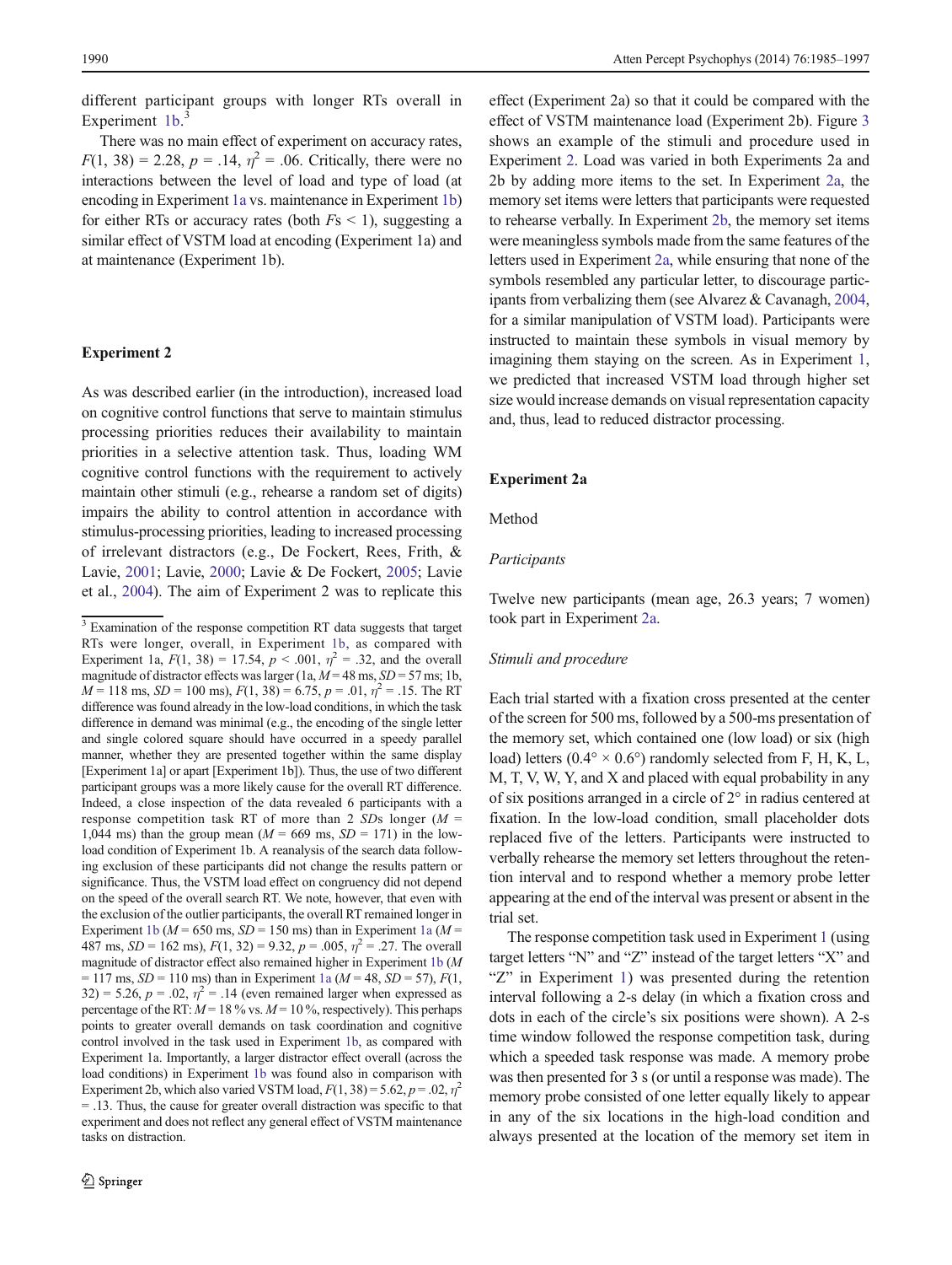different participant groups with longer RTs overall in Experiment 1b.[3]

There was no main effect of experiment on accuracy rates, $F(1, 38) = 2.28$, $p = .14$, $\eta^2 = .06$. Critically, there were no interactions between the level of load and type of load (at encoding in Experiment 1a vs. maintenance in Experiment 1b) for either RTs or accuracy rates (both $F$s < 1), suggesting a similar effect of VSTM load at encoding (Experiment 1a) and at maintenance (Experiment 1b).

## Experiment 2

As was described earlier (in the introduction), increased load on cognitive control functions that serve to maintain stimulus processing priorities reduces their availability to maintain priorities in a selective attention task. Thus, loading WM cognitive control functions with the requirement to actively maintain other stimuli (e.g., rehearse a random set of digits) impairs the ability to control attention in accordance with stimulus-processing priorities, leading to increased processing of irrelevant distractors (e.g., De Fockert, Rees, Frith, & Lavie, 2001; Lavie, 2000; Lavie & De Fockert, 2005; Lavie et al., 2004). The aim of Experiment 2 was to replicate this effect (Experiment 2a) so that it could be compared with the effect of VSTM maintenance load (Experiment 2b). Figure 3 shows an example of the stimuli and procedure used in Experiment 2. Load was varied in both Experiments 2a and 2b by adding more items to the set. In Experiment 2a, the memory set items were letters that participants were requested to rehearse verbally. In Experiment 2b, the memory set items were meaningless symbols made from the same features of the letters used in Experiment 2a, while ensuring that none of the symbols resembled any particular letter, to discourage participants from verbalizing them (see Alvarez & Cavanagh, 2004, for a similar manipulation of VSTM load). Participants were instructed to maintain these symbols in visual memory by imagining them staying on the screen. As in Experiment 1, we predicted that increased VSTM load through higher set size would increase demands on visual representation capacity and, thus, lead to reduced distractor processing.

## Experiment 2a

### Method

#### *Participants*

Twelve new participants (mean age, 26.3 years; 7 women) took part in Experiment 2a.

#### *Stimuli and procedure*

Each trial started with a fixation cross presented at the center of the screen for 500 ms, followed by a 500-ms presentation of the memory set, which contained one (low load) or six (high load) letters (0.4° × 0.6°) randomly selected from F, H, K, L, M, T, V, W, Y, and X and placed with equal probability in any of six positions arranged in a circle of 2° in radius centered at fixation. In the low-load condition, small placeholder dots replaced five of the letters. Participants were instructed to verbally rehearse the memory set letters throughout the retention interval and to respond whether a memory probe letter appearing at the end of the interval was present or absent in the trial set.

The response competition task used in Experiment 1 (using target letters "N" and "Z" instead of the target letters "X" and "Z" in Experiment 1) was presented during the retention interval following a 2-s delay (in which a fixation cross and dots in each of the circle's six positions were shown). A 2-s time window followed the response competition task, during which a speeded task response was made. A memory probe was then presented for 3 s (or until a response was made). The memory probe consisted of one letter equally likely to appear in any of the six locations in the high-load condition and always presented at the location of the memory set item in

---

[3] Examination of the response competition RT data suggests that target RTs were longer, overall, in Experiment 1b, as compared with Experiment 1a, $F(1, 38) = 17.54$, $p < .001$, $\eta^2 = .32$, and the overall magnitude of distractor effects was larger (1a, $M = 48$ ms, $SD = 57$ ms; 1b, $M = 118$ ms, $SD = 100$ ms), $F(1, 38) = 6.75$, $p = .01$, $\eta^2 = .15$. The RT difference was found already in the low-load conditions, in which the task difference in demand was minimal (e.g., the encoding of the single letter and single colored square should have occurred in a speedy parallel manner, whether they are presented together within the same display [Experiment 1a] or apart [Experiment 1b]). Thus, the use of two different participant groups was a more likely cause for the overall RT difference. Indeed, a close inspection of the data revealed 6 participants with a response competition task RT of more than 2 $SD$s longer ($M$ = 1,044 ms) than the group mean ($M$ = 669 ms, $SD$ = 171) in the low-load condition of Experiment 1b. A reanalysis of the search data following exclusion of these participants did not change the results pattern or significance. Thus, the VSTM load effect on congruency did not depend on the speed of the overall search RT. We note, however, that even with the exclusion of the outlier participants, the overall RT remained longer in Experiment 1b ($M$ = 650 ms, $SD$ = 150 ms) than in Experiment 1a ($M$ = 487 ms, $SD$ = 162 ms), $F(1, 32) = 9.32$, $p = .005$, $\eta^2 = .27$. The overall magnitude of distractor effect also remained higher in Experiment 1b ($M$ = 117 ms, $SD$ = 110 ms) than in Experiment 1a ($M$ = 48, $SD$ = 57), $F(1, 32) = 5.26$, $p = .02$, $\eta^2 = .14$ (even remained larger when expressed as percentage of the RT: $M$ = 18 % vs. $M$ = 10 %, respectively). This perhaps points to greater overall demands on task coordination and cognitive control involved in the task used in Experiment 1b, as compared with Experiment 1a. Importantly, a larger distractor effect overall (across the load conditions) in Experiment 1b was found also in comparison with Experiment 2b, which also varied VSTM load, $F(1, 38) = 5.62$, $p = .02$, $\eta^2 = .13$. Thus, the cause for greater overall distraction was specific to that experiment and does not reflect any general effect of VSTM maintenance tasks on distraction.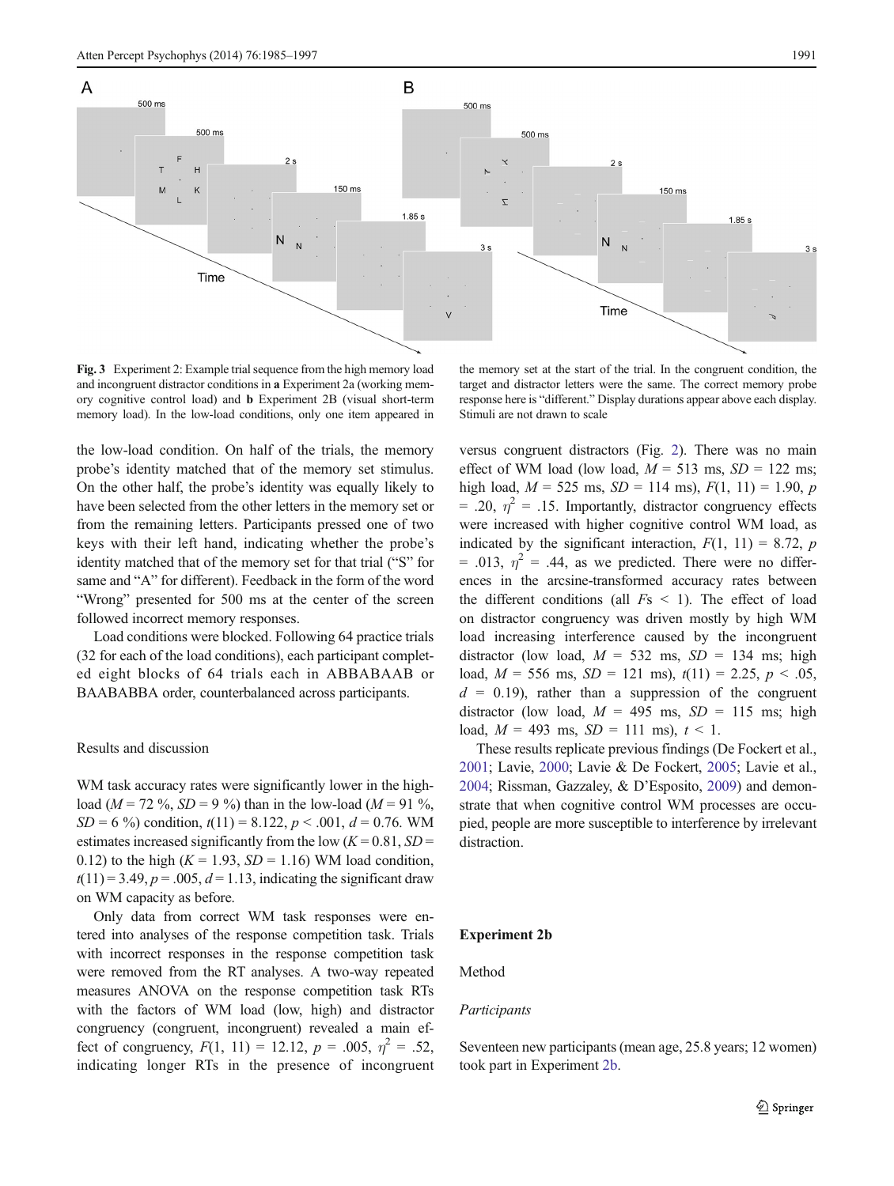**Fig. 3** Experiment 2: Example trial sequence from the high memory load and incongruent distractor conditions in **a** Experiment 2a (working memory cognitive control load) and **b** Experiment 2B (visual short-term memory load). In the low-load conditions, only one item appeared in the memory set at the start of the trial. In the congruent condition, the target and distractor letters were the same. The correct memory probe response here is "different." Display durations appear above each display. Stimuli are not drawn to scale

the low-load condition. On half of the trials, the memory probe's identity matched that of the memory set stimulus. On the other half, the probe's identity was equally likely to have been selected from the other letters in the memory set or from the remaining letters. Participants pressed one of two keys with their left hand, indicating whether the probe's identity matched that of the memory set for that trial ("S" for same and "A" for different). Feedback in the form of the word "Wrong" presented for 500 ms at the center of the screen followed incorrect memory responses.

Load conditions were blocked. Following 64 practice trials (32 for each of the load conditions), each participant completed eight blocks of 64 trials each in ABBABAAB or BAABABBA order, counterbalanced across participants.

## Results and discussion

WM task accuracy rates were significantly lower in the high-load ($M = 72$ %, $SD = 9$ %) than in the low-load ($M = 91$ %, $SD = 6$ %) condition, $t(11) = 8.122$, $p < .001$, $d = 0.76$. WM estimates increased significantly from the low ($K = 0.81$, $SD = 0.12$) to the high ($K = 1.93$, $SD = 1.16$) WM load condition, $t(11) = 3.49$, $p = .005$, $d = 1.13$, indicating the significant draw on WM capacity as before.

Only data from correct WM task responses were entered into analyses of the response competition task. Trials with incorrect responses in the response competition task were removed from the RT analyses. A two-way repeated measures ANOVA on the response competition task RTs with the factors of WM load (low, high) and distractor congruency (congruent, incongruent) revealed a main effect of congruency, $F(1, 11) = 12.12$, $p = .005$, $\eta^2 = .52$, indicating longer RTs in the presence of incongruent versus congruent distractors (Fig. 2). There was no main effect of WM load (low load, $M = 513$ ms, $SD = 122$ ms; high load, $M = 525$ ms, $SD = 114$ ms), $F(1, 11) = 1.90$, $p = .20$, $\eta^2 = .15$. Importantly, distractor congruency effects were increased with higher cognitive control WM load, as indicated by the significant interaction, $F(1, 11) = 8.72$, $p = .013$, $\eta^2 = .44$, as we predicted. There were no differences in the arcsine-transformed accuracy rates between the different conditions (all $F$s $< 1$). The effect of load on distractor congruency was driven mostly by high WM load increasing interference caused by the incongruent distractor (low load, $M = 532$ ms, $SD = 134$ ms; high load, $M = 556$ ms, $SD = 121$ ms), $t(11) = 2.25$, $p < .05$, $d = 0.19$), rather than a suppression of the congruent distractor (low load, $M = 495$ ms, $SD = 115$ ms; high load, $M = 493$ ms, $SD = 111$ ms), $t < 1$.

These results replicate previous findings (De Fockert et al., 2001; Lavie, 2000; Lavie & De Fockert, 2005; Lavie et al., 2004; Rissman, Gazzaley, & D'Esposito, 2009) and demonstrate that when cognitive control WM processes are occupied, people are more susceptible to interference by irrelevant distraction.

## Experiment 2b

### Method

#### *Participants*

Seventeen new participants (mean age, 25.8 years; 12 women) took part in Experiment 2b.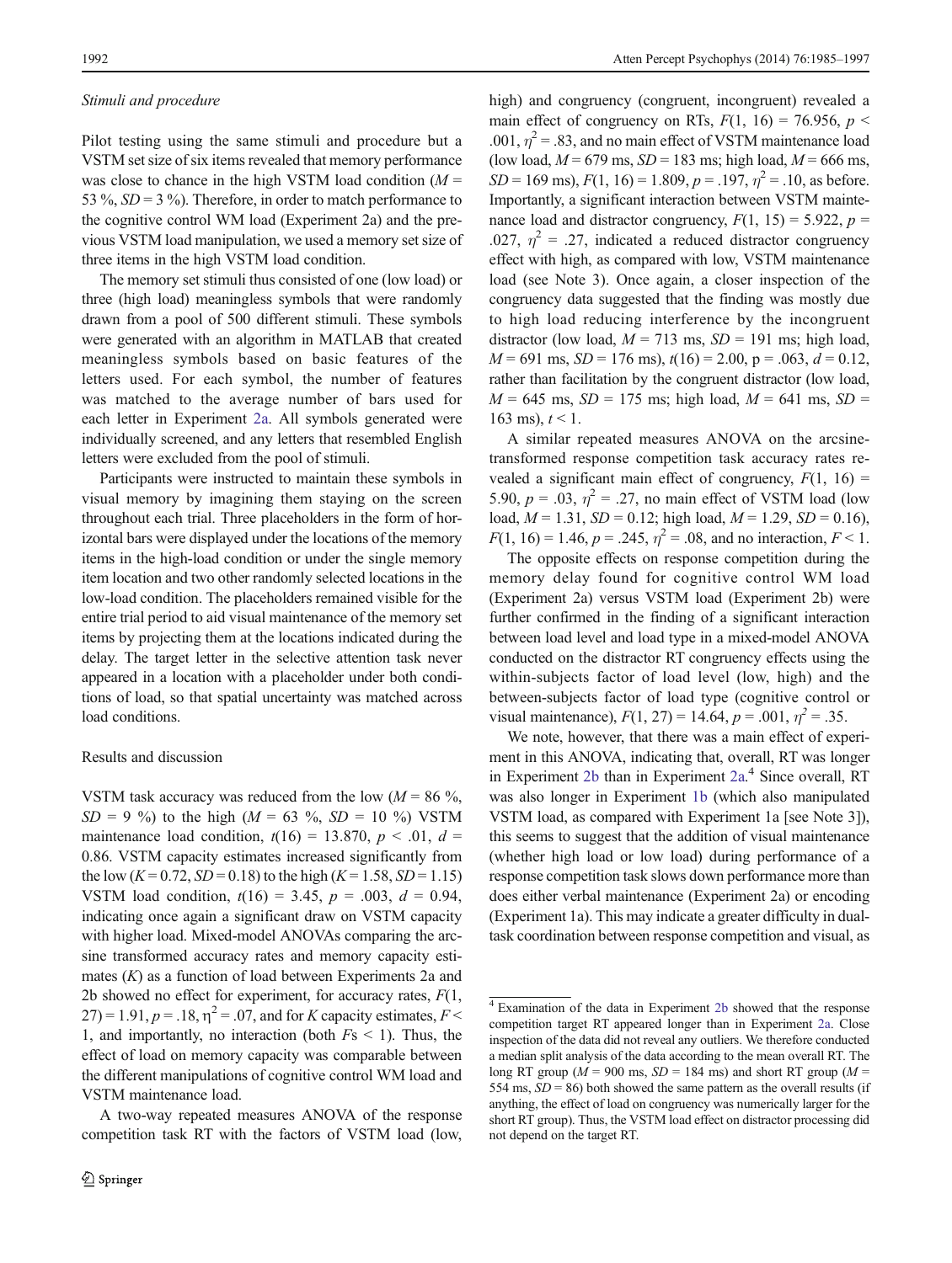*Stimuli and procedure*

Pilot testing using the same stimuli and procedure but a VSTM set size of six items revealed that memory performance was close to chance in the high VSTM load condition ($M$ = 53 %, $SD$ = 3 %). Therefore, in order to match performance to the cognitive control WM load (Experiment 2a) and the previous VSTM load manipulation, we used a memory set size of three items in the high VSTM load condition.

The memory set stimuli thus consisted of one (low load) or three (high load) meaningless symbols that were randomly drawn from a pool of 500 different stimuli. These symbols were generated with an algorithm in MATLAB that created meaningless symbols based on basic features of the letters used. For each symbol, the number of features was matched to the average number of bars used for each letter in Experiment 2a. All symbols generated were individually screened, and any letters that resembled English letters were excluded from the pool of stimuli.

Participants were instructed to maintain these symbols in visual memory by imagining them staying on the screen throughout each trial. Three placeholders in the form of horizontal bars were displayed under the locations of the memory items in the high-load condition or under the single memory item location and two other randomly selected locations in the low-load condition. The placeholders remained visible for the entire trial period to aid visual maintenance of the memory set items by projecting them at the locations indicated during the delay. The target letter in the selective attention task never appeared in a location with a placeholder under both conditions of load, so that spatial uncertainty was matched across load conditions.

Results and discussion

VSTM task accuracy was reduced from the low ($M$ = 86 %, $SD$ = 9 %) to the high ($M$ = 63 %, $SD$ = 10 %) VSTM maintenance load condition, $t(16) = 13.870$, $p < .01$, $d$ = 0.86. VSTM capacity estimates increased significantly from the low ($K = 0.72$, $SD = 0.18$) to the high ($K = 1.58$, $SD = 1.15$) VSTM load condition, $t(16) = 3.45$, $p = .003$, $d = 0.94$, indicating once again a significant draw on VSTM capacity with higher load. Mixed-model ANOVAs comparing the arcsine transformed accuracy rates and memory capacity estimates ($K$) as a function of load between Experiments 2a and 2b showed no effect for experiment, for accuracy rates, $F(1, 27) = 1.91$, $p = .18$, $\eta^2 = .07$, and for $K$ capacity estimates, $F <$ 1, and importantly, no interaction (both $F$s < 1). Thus, the effect of load on memory capacity was comparable between the different manipulations of cognitive control WM load and VSTM maintenance load.

A two-way repeated measures ANOVA of the response competition task RT with the factors of VSTM load (low, high) and congruency (congruent, incongruent) revealed a main effect of congruency on RTs, $F(1, 16) = 76.956$, $p <$ .001, $\eta^2 = .83$, and no main effect of VSTM maintenance load (low load, $M$ = 679 ms, $SD$ = 183 ms; high load, $M$ = 666 ms, $SD$ = 169 ms), $F(1, 16) = 1.809$, $p = .197$, $\eta^2 = .10$, as before. Importantly, a significant interaction between VSTM maintenance load and distractor congruency, $F(1, 15) = 5.922$, $p$ = .027, $\eta^2 = .27$, indicated a reduced distractor congruency effect with high, as compared with low, VSTM maintenance load (see Note 3). Once again, a closer inspection of the congruency data suggested that the finding was mostly due to high load reducing interference by the incongruent distractor (low load, $M$ = 713 ms, $SD$ = 191 ms; high load, $M$ = 691 ms, $SD$ = 176 ms), $t(16) = 2.00$, p = .063, $d$ = 0.12, rather than facilitation by the congruent distractor (low load, $M$ = 645 ms, $SD$ = 175 ms; high load, $M$ = 641 ms, $SD$ = 163 ms), $t < 1$.

A similar repeated measures ANOVA on the arcsine-transformed response competition task accuracy rates revealed a significant main effect of congruency, $F(1, 16)$ = 5.90, $p = .03$, $\eta^2 = .27$, no main effect of VSTM load (low load, $M$ = 1.31, $SD$ = 0.12; high load, $M$ = 1.29, $SD$ = 0.16), $F(1, 16) = 1.46$, $p = .245$, $\eta^2 = .08$, and no interaction, $F < 1$.

The opposite effects on response competition during the memory delay found for cognitive control WM load (Experiment 2a) versus VSTM load (Experiment 2b) were further confirmed in the finding of a significant interaction between load level and load type in a mixed-model ANOVA conducted on the distractor RT congruency effects using the within-subjects factor of load level (low, high) and the between-subjects factor of load type (cognitive control or visual maintenance), $F(1, 27) = 14.64$, $p = .001$, $\eta^2 = .35$.

We note, however, that there was a main effect of experiment in this ANOVA, indicating that, overall, RT was longer in Experiment 2b than in Experiment 2a.[4] Since overall, RT was also longer in Experiment 1b (which also manipulated VSTM load, as compared with Experiment 1a [see Note 3]), this seems to suggest that the addition of visual maintenance (whether high load or low load) during performance of a response competition task slows down performance more than does either verbal maintenance (Experiment 2a) or encoding (Experiment 1a). This may indicate a greater difficulty in dual-task coordination between response competition and visual, as

[4] Examination of the data in Experiment 2b showed that the response competition target RT appeared longer than in Experiment 2a. Close inspection of the data did not reveal any outliers. We therefore conducted a median split analysis of the data according to the mean overall RT. The long RT group ($M$ = 900 ms, $SD$ = 184 ms) and short RT group ($M$ = 554 ms, $SD$ = 86) both showed the same pattern as the overall results (if anything, the effect of load on congruency was numerically larger for the short RT group). Thus, the VSTM load effect on distractor processing did not depend on the target RT.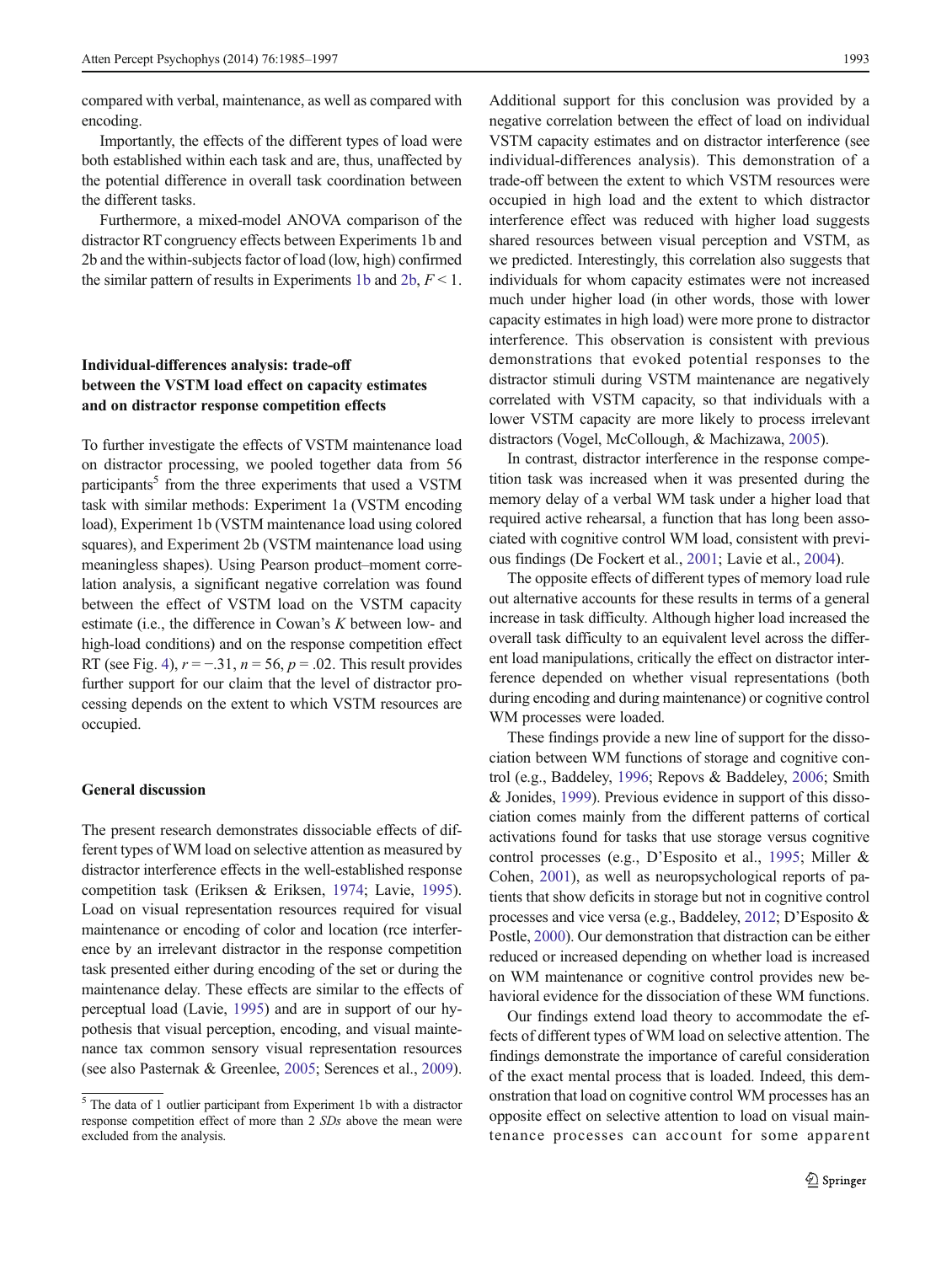compared with verbal, maintenance, as well as compared with encoding.

Importantly, the effects of the different types of load were both established within each task and are, thus, unaffected by the potential difference in overall task coordination between the different tasks.

Furthermore, a mixed-model ANOVA comparison of the distractor RT congruency effects between Experiments 1b and 2b and the within-subjects factor of load (low, high) confirmed the similar pattern of results in Experiments 1b and 2b, $F < 1$.

## Individual-differences analysis: trade-off between the VSTM load effect on capacity estimates and on distractor response competition effects

To further investigate the effects of VSTM maintenance load on distractor processing, we pooled together data from 56 participants[5] from the three experiments that used a VSTM task with similar methods: Experiment 1a (VSTM encoding load), Experiment 1b (VSTM maintenance load using colored squares), and Experiment 2b (VSTM maintenance load using meaningless shapes). Using Pearson product–moment correlation analysis, a significant negative correlation was found between the effect of VSTM load on the VSTM capacity estimate (i.e., the difference in Cowan's $K$ between low- and high-load conditions) and on the response competition effect RT (see Fig. 4), $r = -.31$, $n = 56$, $p = .02$. This result provides further support for our claim that the level of distractor processing depends on the extent to which VSTM resources are occupied.

## General discussion

The present research demonstrates dissociable effects of different types of WM load on selective attention as measured by distractor interference effects in the well-established response competition task (Eriksen & Eriksen, 1974; Lavie, 1995). Load on visual representation resources required for visual maintenance or encoding of color and location (rce interference by an irrelevant distractor in the response competition task presented either during encoding of the set or during the maintenance delay. These effects are similar to the effects of perceptual load (Lavie, 1995) and are in support of our hypothesis that visual perception, encoding, and visual maintenance tax common sensory visual representation resources (see also Pasternak & Greenlee, 2005; Serences et al., 2009).

[5] The data of 1 outlier participant from Experiment 1b with a distractor response competition effect of more than 2 *SDs* above the mean were excluded from the analysis.

Additional support for this conclusion was provided by a negative correlation between the effect of load on individual VSTM capacity estimates and on distractor interference (see individual-differences analysis). This demonstration of a trade-off between the extent to which VSTM resources were occupied in high load and the extent to which distractor interference effect was reduced with higher load suggests shared resources between visual perception and VSTM, as we predicted. Interestingly, this correlation also suggests that individuals for whom capacity estimates were not increased much under higher load (in other words, those with lower capacity estimates in high load) were more prone to distractor interference. This observation is consistent with previous demonstrations that evoked potential responses to the distractor stimuli during VSTM maintenance are negatively correlated with VSTM capacity, so that individuals with a lower VSTM capacity are more likely to process irrelevant distractors (Vogel, McCollough, & Machizawa, 2005).

In contrast, distractor interference in the response competition task was increased when it was presented during the memory delay of a verbal WM task under a higher load that required active rehearsal, a function that has long been associated with cognitive control WM load, consistent with previous findings (De Fockert et al., 2001; Lavie et al., 2004).

The opposite effects of different types of memory load rule out alternative accounts for these results in terms of a general increase in task difficulty. Although higher load increased the overall task difficulty to an equivalent level across the different load manipulations, critically the effect on distractor interference depended on whether visual representations (both during encoding and during maintenance) or cognitive control WM processes were loaded.

These findings provide a new line of support for the dissociation between WM functions of storage and cognitive control (e.g., Baddeley, 1996; Repovs & Baddeley, 2006; Smith & Jonides, 1999). Previous evidence in support of this dissociation comes mainly from the different patterns of cortical activations found for tasks that use storage versus cognitive control processes (e.g., D'Esposito et al., 1995; Miller & Cohen, 2001), as well as neuropsychological reports of patients that show deficits in storage but not in cognitive control processes and vice versa (e.g., Baddeley, 2012; D'Esposito & Postle, 2000). Our demonstration that distraction can be either reduced or increased depending on whether load is increased on WM maintenance or cognitive control provides new behavioral evidence for the dissociation of these WM functions.

Our findings extend load theory to accommodate the effects of different types of WM load on selective attention. The findings demonstrate the importance of careful consideration of the exact mental process that is loaded. Indeed, this demonstration that load on cognitive control WM processes has an opposite effect on selective attention to load on visual maintenance processes can account for some apparent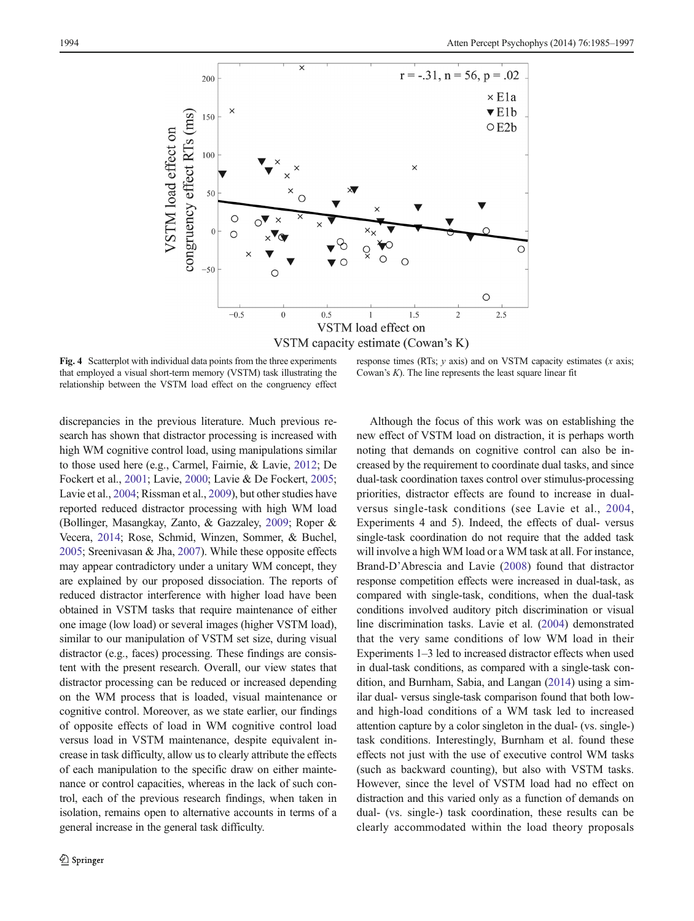**Fig. 4** Scatterplot with individual data points from the three experiments that employed a visual short-term memory (VSTM) task illustrating the relationship between the VSTM load effect on the congruency effect response times (RTs; *y* axis) and on VSTM capacity estimates (*x* axis; Cowan's *K*). The line represents the least square linear fit

discrepancies in the previous literature. Much previous research has shown that distractor processing is increased with high WM cognitive control load, using manipulations similar to those used here (e.g., Carmel, Fairnie, & Lavie, 2012; De Fockert et al., 2001; Lavie, 2000; Lavie & De Fockert, 2005; Lavie et al., 2004; Rissman et al., 2009), but other studies have reported reduced distractor processing with high WM load (Bollinger, Masangkay, Zanto, & Gazzaley, 2009; Roper & Vecera, 2014; Rose, Schmid, Winzen, Sommer, & Buchel, 2005; Sreenivasan & Jha, 2007). While these opposite effects may appear contradictory under a unitary WM concept, they are explained by our proposed dissociation. The reports of reduced distractor interference with higher load have been obtained in VSTM tasks that require maintenance of either one image (low load) or several images (higher VSTM load), similar to our manipulation of VSTM set size, during visual distractor (e.g., faces) processing. These findings are consistent with the present research. Overall, our view states that distractor processing can be reduced or increased depending on the WM process that is loaded, visual maintenance or cognitive control. Moreover, as we state earlier, our findings of opposite effects of load in WM cognitive control load versus load in VSTM maintenance, despite equivalent increase in task difficulty, allow us to clearly attribute the effects of each manipulation to the specific draw on either maintenance or control capacities, whereas in the lack of such control, each of the previous research findings, when taken in isolation, remain open to alternative accounts in terms of a general increase in the general task difficulty.

Although the focus of this work was on establishing the new effect of VSTM load on distraction, it is perhaps worth noting that demands on cognitive control can also be increased by the requirement to coordinate dual tasks, and since dual-task coordination taxes control over stimulus-processing priorities, distractor effects are found to increase in dual- versus single-task conditions (see Lavie et al., 2004, Experiments 4 and 5). Indeed, the effects of dual- versus single-task coordination do not require that the added task will involve a high WM load or a WM task at all. For instance, Brand-D'Abrescia and Lavie (2008) found that distractor response competition effects were increased in dual-task, as compared with single-task, conditions, when the dual-task conditions involved auditory pitch discrimination or visual line discrimination tasks. Lavie et al. (2004) demonstrated that the very same conditions of low WM load in their Experiments 1–3 led to increased distractor effects when used in dual-task conditions, as compared with a single-task condition, and Burnham, Sabia, and Langan (2014) using a similar dual- versus single-task comparison found that both low- and high-load conditions of a WM task led to increased attention capture by a color singleton in the dual- (vs. single-) task conditions. Interestingly, Burnham et al. found these effects not just with the use of executive control WM tasks (such as backward counting), but also with VSTM tasks. However, since the level of VSTM load had no effect on distraction and this varied only as a function of demands on dual- (vs. single-) task coordination, these results can be clearly accommodated within the load theory proposals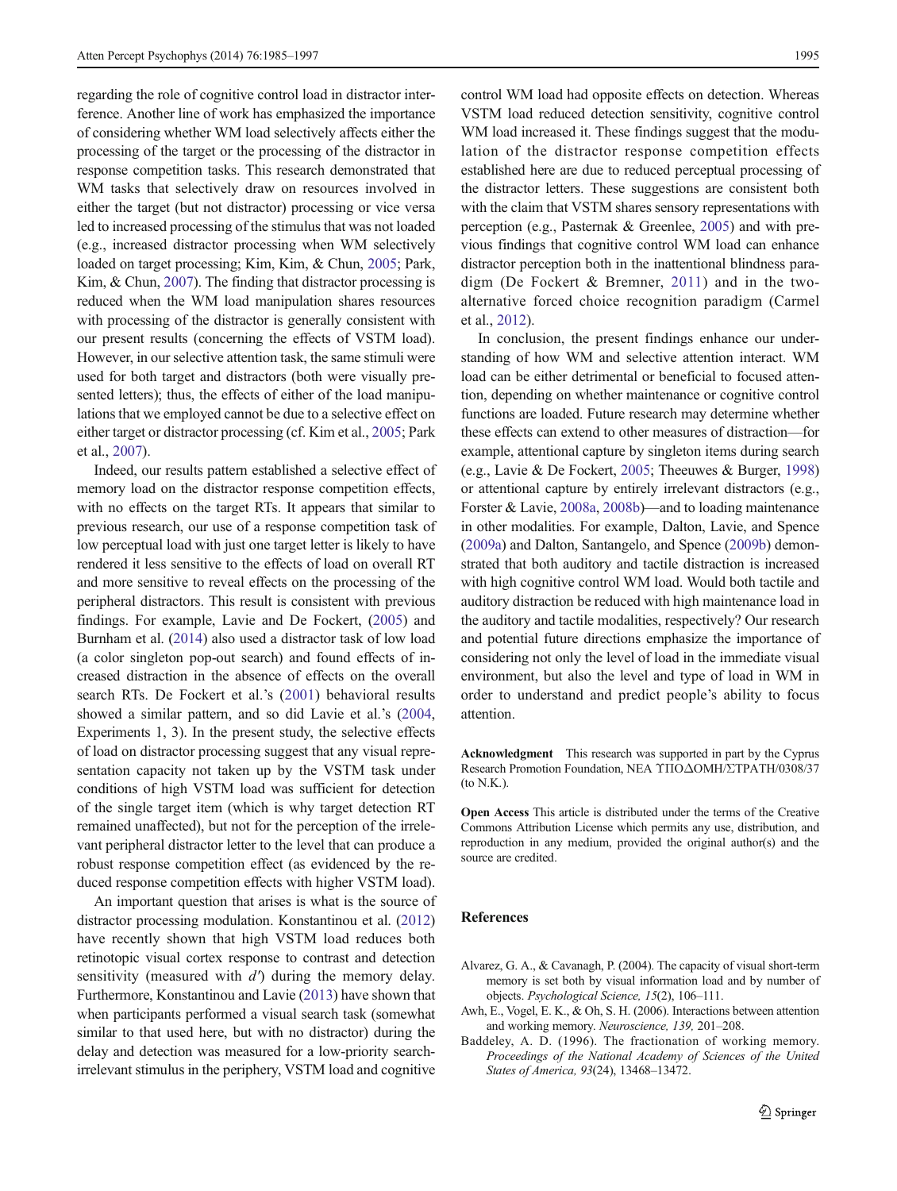regarding the role of cognitive control load in distractor interference. Another line of work has emphasized the importance of considering whether WM load selectively affects either the processing of the target or the processing of the distractor in response competition tasks. This research demonstrated that WM tasks that selectively draw on resources involved in either the target (but not distractor) processing or vice versa led to increased processing of the stimulus that was not loaded (e.g., increased distractor processing when WM selectively loaded on target processing; Kim, Kim, & Chun, 2005; Park, Kim, & Chun, 2007). The finding that distractor processing is reduced when the WM load manipulation shares resources with processing of the distractor is generally consistent with our present results (concerning the effects of VSTM load). However, in our selective attention task, the same stimuli were used for both target and distractors (both were visually presented letters); thus, the effects of either of the load manipulations that we employed cannot be due to a selective effect on either target or distractor processing (cf. Kim et al., 2005; Park et al., 2007).

Indeed, our results pattern established a selective effect of memory load on the distractor response competition effects, with no effects on the target RTs. It appears that similar to previous research, our use of a response competition task of low perceptual load with just one target letter is likely to have rendered it less sensitive to the effects of load on overall RT and more sensitive to reveal effects on the processing of the peripheral distractors. This result is consistent with previous findings. For example, Lavie and De Fockert, (2005) and Burnham et al. (2014) also used a distractor task of low load (a color singleton pop-out search) and found effects of increased distraction in the absence of effects on the overall search RTs. De Fockert et al.'s (2001) behavioral results showed a similar pattern, and so did Lavie et al.'s (2004, Experiments 1, 3). In the present study, the selective effects of load on distractor processing suggest that any visual representation capacity not taken up by the VSTM task under conditions of high VSTM load was sufficient for detection of the single target item (which is why target detection RT remained unaffected), but not for the perception of the irrelevant peripheral distractor letter to the level that can produce a robust response competition effect (as evidenced by the reduced response competition effects with higher VSTM load).

An important question that arises is what is the source of distractor processing modulation. Konstantinou et al. (2012) have recently shown that high VSTM load reduces both retinotopic visual cortex response to contrast and detection sensitivity (measured with $d'$) during the memory delay. Furthermore, Konstantinou and Lavie (2013) have shown that when participants performed a visual search task (somewhat similar to that used here, but with no distractor) during the delay and detection was measured for a low-priority search-irrelevant stimulus in the periphery, VSTM load and cognitive control WM load had opposite effects on detection. Whereas VSTM load reduced detection sensitivity, cognitive control WM load increased it. These findings suggest that the modulation of the distractor response competition effects established here are due to reduced perceptual processing of the distractor letters. These suggestions are consistent both with the claim that VSTM shares sensory representations with perception (e.g., Pasternak & Greenlee, 2005) and with previous findings that cognitive control WM load can enhance distractor perception both in the inattentional blindness paradigm (De Fockert & Bremner, 2011) and in the two-alternative forced choice recognition paradigm (Carmel et al., 2012).

In conclusion, the present findings enhance our understanding of how WM and selective attention interact. WM load can be either detrimental or beneficial to focused attention, depending on whether maintenance or cognitive control functions are loaded. Future research may determine whether these effects can extend to other measures of distraction—for example, attentional capture by singleton items during search (e.g., Lavie & De Fockert, 2005; Theeuwes & Burger, 1998) or attentional capture by entirely irrelevant distractors (e.g., Forster & Lavie, 2008a, 2008b)—and to loading maintenance in other modalities. For example, Dalton, Lavie, and Spence (2009a) and Dalton, Santangelo, and Spence (2009b) demonstrated that both auditory and tactile distraction is increased with high cognitive control WM load. Would both tactile and auditory distraction be reduced with high maintenance load in the auditory and tactile modalities, respectively? Our research and potential future directions emphasize the importance of considering not only the level of load in the immediate visual environment, but also the level and type of load in WM in order to understand and predict people's ability to focus attention.

**Acknowledgment** This research was supported in part by the Cyprus Research Promotion Foundation, NEA ΥΠΟΔΟΜΗ/ΣΤΡΑΤΗ/0308/37 (to N.K.).

**Open Access** This article is distributed under the terms of the Creative Commons Attribution License which permits any use, distribution, and reproduction in any medium, provided the original author(s) and the source are credited.

## References

Alvarez, G. A., & Cavanagh, P. (2004). The capacity of visual short-term memory is set both by visual information load and by number of objects. *Psychological Science, 15*(2), 106–111.

Awh, E., Vogel, E. K., & Oh, S. H. (2006). Interactions between attention and working memory. *Neuroscience, 139,* 201–208.

Baddeley, A. D. (1996). The fractionation of working memory. *Proceedings of the National Academy of Sciences of the United States of America, 93*(24), 13468–13472.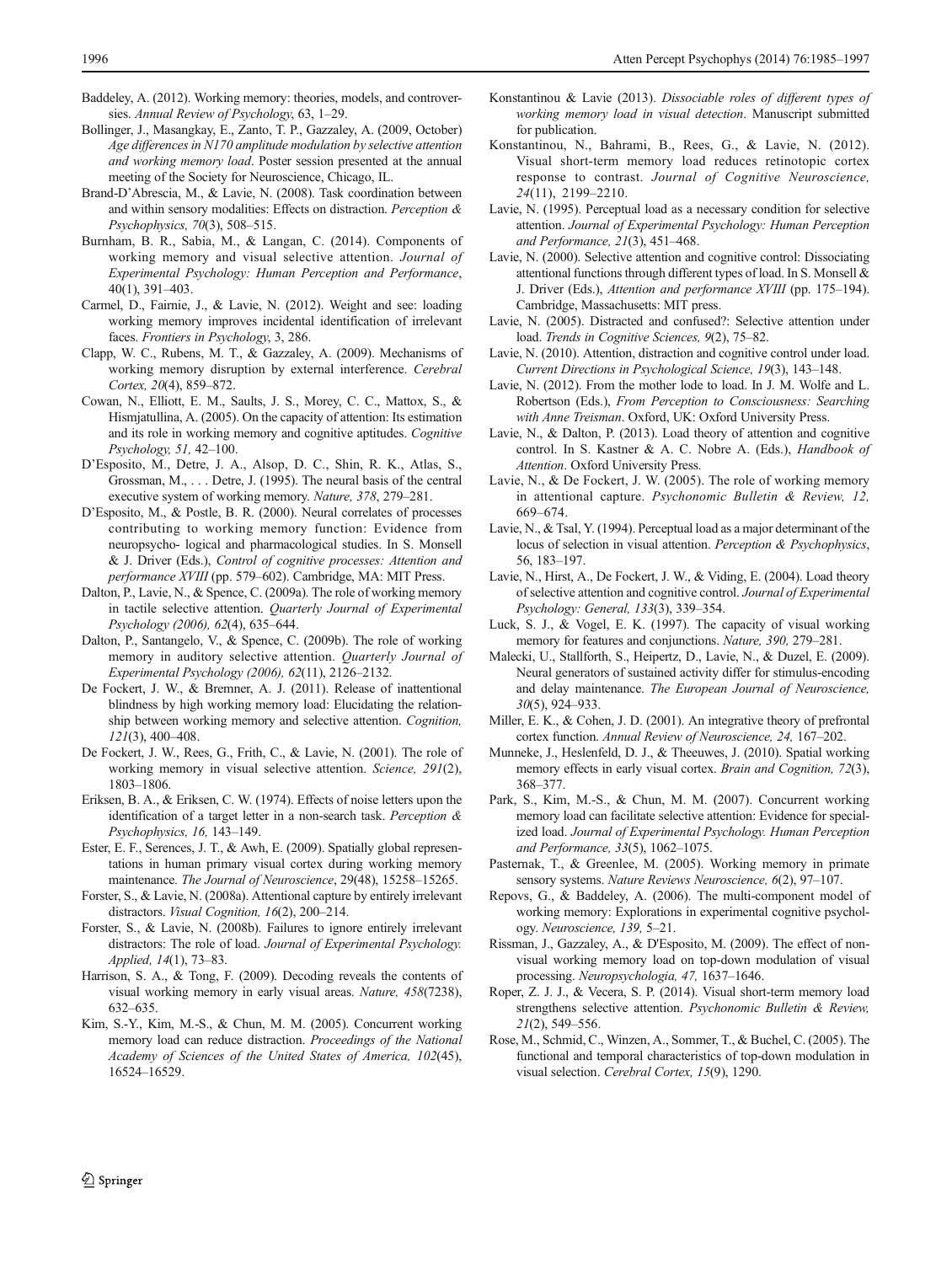Baddeley, A. (2012). Working memory: theories, models, and controversies. *Annual Review of Psychology*, 63, 1–29.

Bollinger, J., Masangkay, E., Zanto, T. P., Gazzaley, A. (2009, October) *Age differences in N170 amplitude modulation by selective attention and working memory load*. Poster session presented at the annual meeting of the Society for Neuroscience, Chicago, IL.

Brand-D'Abrescia, M., & Lavie, N. (2008). Task coordination between and within sensory modalities: Effects on distraction. *Perception & Psychophysics, 70*(3), 508–515.

Burnham, B. R., Sabia, M., & Langan, C. (2014). Components of working memory and visual selective attention. *Journal of Experimental Psychology: Human Perception and Performance*, 40(1), 391–403.

Carmel, D., Fairnie, J., & Lavie, N. (2012). Weight and see: loading working memory improves incidental identification of irrelevant faces. *Frontiers in Psychology*, 3, 286.

Clapp, W. C., Rubens, M. T., & Gazzaley, A. (2009). Mechanisms of working memory disruption by external interference. *Cerebral Cortex, 20*(4), 859–872.

Cowan, N., Elliott, E. M., Saults, J. S., Morey, C. C., Mattox, S., & Hismjatullina, A. (2005). On the capacity of attention: Its estimation and its role in working memory and cognitive aptitudes. *Cognitive Psychology, 51,* 42–100.

D'Esposito, M., Detre, J. A., Alsop, D. C., Shin, R. K., Atlas, S., Grossman, M., . . . Detre, J. (1995). The neural basis of the central executive system of working memory. *Nature, 378*, 279–281.

D'Esposito, M., & Postle, B. R. (2000). Neural correlates of processes contributing to working memory function: Evidence from neuropsycho- logical and pharmacological studies. In S. Monsell & J. Driver (Eds.), *Control of cognitive processes: Attention and performance XVIII* (pp. 579–602). Cambridge, MA: MIT Press.

Dalton, P., Lavie, N., & Spence, C. (2009a). The role of working memory in tactile selective attention. *Quarterly Journal of Experimental Psychology (2006), 62*(4), 635–644.

Dalton, P., Santangelo, V., & Spence, C. (2009b). The role of working memory in auditory selective attention. *Quarterly Journal of Experimental Psychology (2006), 62*(11), 2126–2132.

De Fockert, J. W., & Bremner, A. J. (2011). Release of inattentional blindness by high working memory load: Elucidating the relationship between working memory and selective attention. *Cognition, 121*(3), 400–408.

De Fockert, J. W., Rees, G., Frith, C., & Lavie, N. (2001). The role of working memory in visual selective attention. *Science, 291*(2), 1803–1806.

Eriksen, B. A., & Eriksen, C. W. (1974). Effects of noise letters upon the identification of a target letter in a non-search task. *Perception & Psychophysics, 16,* 143–149.

Ester, E. F., Serences, J. T., & Awh, E. (2009). Spatially global representations in human primary visual cortex during working memory maintenance. *The Journal of Neuroscience*, 29(48), 15258–15265.

Forster, S., & Lavie, N. (2008a). Attentional capture by entirely irrelevant distractors. *Visual Cognition, 16*(2), 200–214.

Forster, S., & Lavie, N. (2008b). Failures to ignore entirely irrelevant distractors: The role of load. *Journal of Experimental Psychology. Applied, 14*(1), 73–83.

Harrison, S. A., & Tong, F. (2009). Decoding reveals the contents of visual working memory in early visual areas. *Nature, 458*(7238), 632–635.

Kim, S.-Y., Kim, M.-S., & Chun, M. M. (2005). Concurrent working memory load can reduce distraction. *Proceedings of the National Academy of Sciences of the United States of America, 102*(45), 16524–16529.

Konstantinou & Lavie (2013). *Dissociable roles of different types of working memory load in visual detection*. Manuscript submitted for publication.

Konstantinou, N., Bahrami, B., Rees, G., & Lavie, N. (2012). Visual short-term memory load reduces retinotopic cortex response to contrast. *Journal of Cognitive Neuroscience, 24*(11), 2199–2210.

Lavie, N. (1995). Perceptual load as a necessary condition for selective attention. *Journal of Experimental Psychology: Human Perception and Performance, 21*(3), 451–468.

Lavie, N. (2000). Selective attention and cognitive control: Dissociating attentional functions through different types of load. In S. Monsell & J. Driver (Eds.), *Attention and performance XVIII* (pp. 175–194). Cambridge, Massachusetts: MIT press.

Lavie, N. (2005). Distracted and confused?: Selective attention under load. *Trends in Cognitive Sciences, 9*(2), 75–82.

Lavie, N. (2010). Attention, distraction and cognitive control under load. *Current Directions in Psychological Science, 19*(3), 143–148.

Lavie, N. (2012). From the mother lode to load. In J. M. Wolfe and L. Robertson (Eds.), *From Perception to Consciousness: Searching with Anne Treisman*. Oxford, UK: Oxford University Press.

Lavie, N., & Dalton, P. (2013). Load theory of attention and cognitive control. In S. Kastner & A. C. Nobre A. (Eds.), *Handbook of Attention*. Oxford University Press.

Lavie, N., & De Fockert, J. W. (2005). The role of working memory in attentional capture. *Psychonomic Bulletin & Review, 12,* 669–674.

Lavie, N., & Tsal, Y. (1994). Perceptual load as a major determinant of the locus of selection in visual attention. *Perception & Psychophysics*, 56, 183–197.

Lavie, N., Hirst, A., De Fockert, J. W., & Viding, E. (2004). Load theory of selective attention and cognitive control. *Journal of Experimental Psychology: General, 133*(3), 339–354.

Luck, S. J., & Vogel, E. K. (1997). The capacity of visual working memory for features and conjunctions. *Nature, 390,* 279–281.

Malecki, U., Stallforth, S., Heipertz, D., Lavie, N., & Duzel, E. (2009). Neural generators of sustained activity differ for stimulus-encoding and delay maintenance. *The European Journal of Neuroscience, 30*(5), 924–933.

Miller, E. K., & Cohen, J. D. (2001). An integrative theory of prefrontal cortex function. *Annual Review of Neuroscience, 24,* 167–202.

Munneke, J., Heslenfeld, D. J., & Theeuwes, J. (2010). Spatial working memory effects in early visual cortex. *Brain and Cognition, 72*(3), 368–377.

Park, S., Kim, M.-S., & Chun, M. M. (2007). Concurrent working memory load can facilitate selective attention: Evidence for specialized load. *Journal of Experimental Psychology. Human Perception and Performance, 33*(5), 1062–1075.

Pasternak, T., & Greenlee, M. (2005). Working memory in primate sensory systems. *Nature Reviews Neuroscience, 6*(2), 97–107.

Repovs, G., & Baddeley, A. (2006). The multi-component model of working memory: Explorations in experimental cognitive psychology. *Neuroscience, 139,* 5–21.

Rissman, J., Gazzaley, A., & D'Esposito, M. (2009). The effect of non-visual working memory load on top-down modulation of visual processing. *Neuropsychologia, 47,* 1637–1646.

Roper, Z. J. J., & Vecera, S. P. (2014). Visual short-term memory load strengthens selective attention. *Psychonomic Bulletin & Review, 21*(2), 549–556.

Rose, M., Schmid, C., Winzen, A., Sommer, T., & Buchel, C. (2005). The functional and temporal characteristics of top-down modulation in visual selection. *Cerebral Cortex, 15*(9), 1290.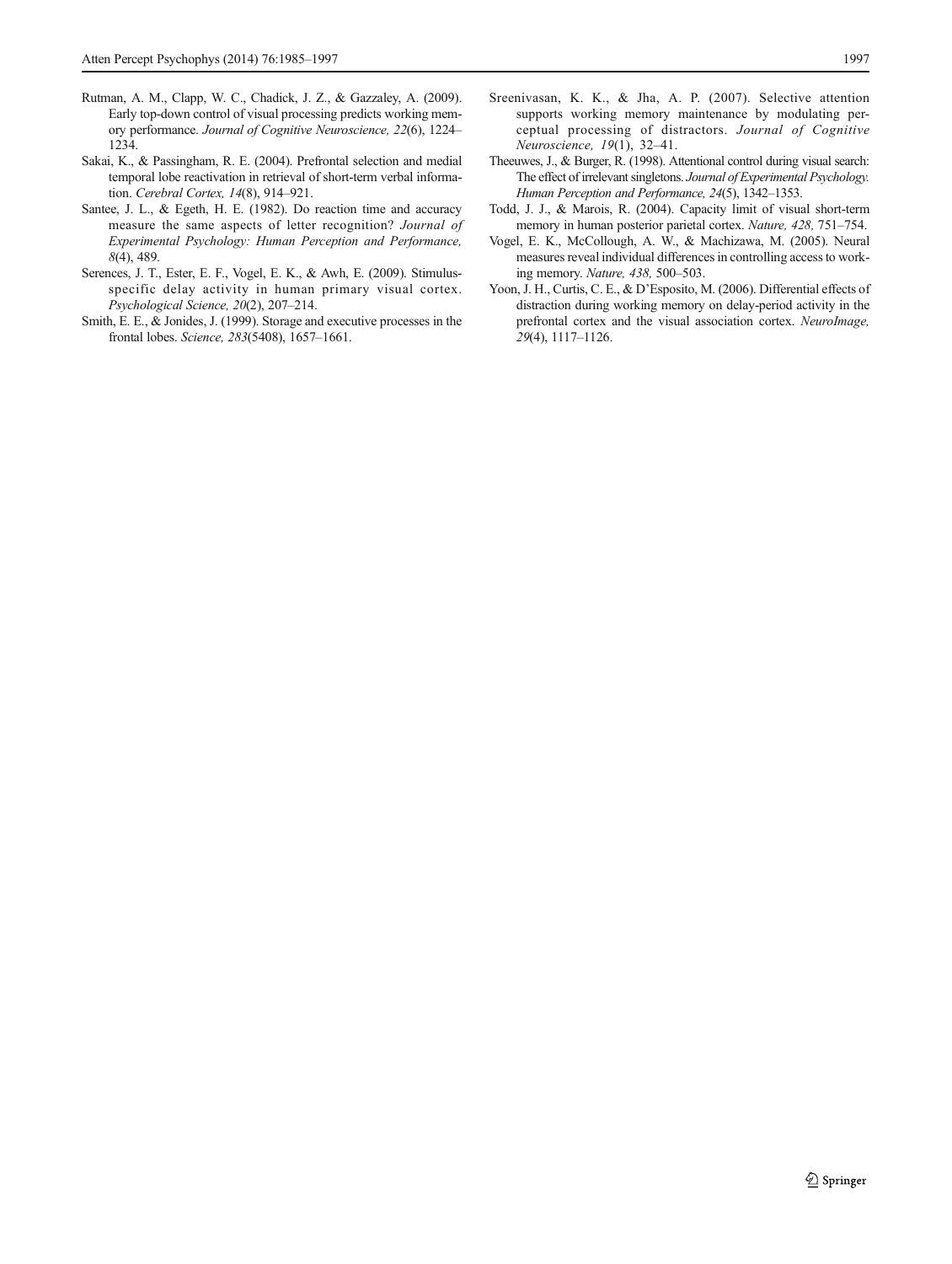Rutman, A. M., Clapp, W. C., Chadick, J. Z., & Gazzaley, A. (2009). Early top-down control of visual processing predicts working memory performance. *Journal of Cognitive Neuroscience, 22*(6), 1224–1234.

Sakai, K., & Passingham, R. E. (2004). Prefrontal selection and medial temporal lobe reactivation in retrieval of short-term verbal information. *Cerebral Cortex, 14*(8), 914–921.

Santee, J. L., & Egeth, H. E. (1982). Do reaction time and accuracy measure the same aspects of letter recognition? *Journal of Experimental Psychology: Human Perception and Performance, 8*(4), 489.

Serences, J. T., Ester, E. F., Vogel, E. K., & Awh, E. (2009). Stimulus-specific delay activity in human primary visual cortex. *Psychological Science, 20*(2), 207–214.

Smith, E. E., & Jonides, J. (1999). Storage and executive processes in the frontal lobes. *Science, 283*(5408), 1657–1661.

Sreenivasan, K. K., & Jha, A. P. (2007). Selective attention supports working memory maintenance by modulating perceptual processing of distractors. *Journal of Cognitive Neuroscience, 19*(1), 32–41.

Theeuwes, J., & Burger, R. (1998). Attentional control during visual search: The effect of irrelevant singletons. *Journal of Experimental Psychology. Human Perception and Performance, 24*(5), 1342–1353.

Todd, J. J., & Marois, R. (2004). Capacity limit of visual short-term memory in human posterior parietal cortex. *Nature, 428,* 751–754.

Vogel, E. K., McCollough, A. W., & Machizawa, M. (2005). Neural measures reveal individual differences in controlling access to working memory. *Nature, 438,* 500–503.

Yoon, J. H., Curtis, C. E., & D'Esposito, M. (2006). Differential effects of distraction during working memory on delay-period activity in the prefrontal cortex and the visual association cortex. *NeuroImage, 29*(4), 1117–1126.